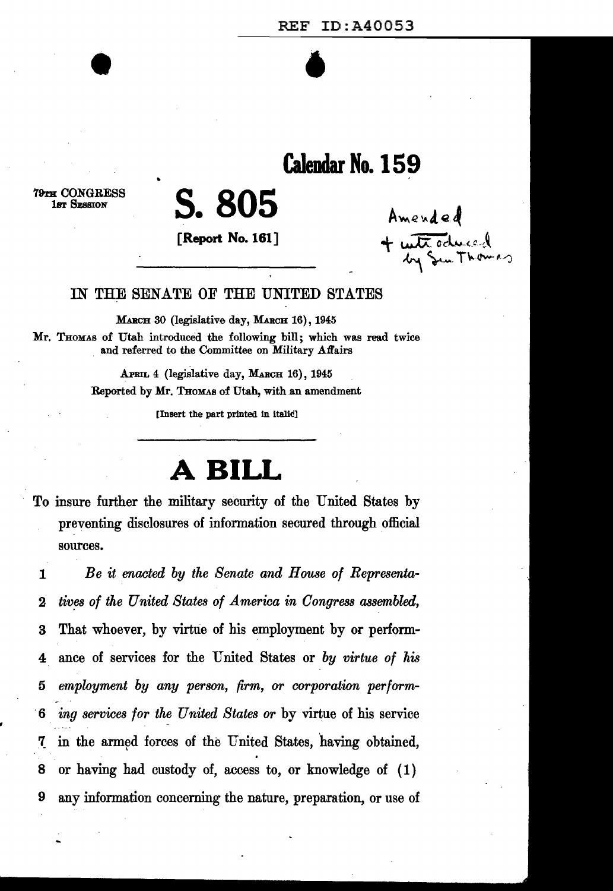REF ID:A40053

# Calendar No. 159

79TH CONGRESS
1ST SESSION

# S. 805

**[Report No. 161]**

Amended + introduced by Sen Thomas

IN THE SENATE OF THE UNITED STATES

MARCH 30 (legislative day, MARCH 16), 1945

Mr. THOMAS of Utah introduced the following bill; which was read twice and referred to the Committee on Military Affairs

APRIL 4 (legislative day, MARCH 16), 1945

Reported by Mr. THOMAS of Utah, with an amendment

[Insert the part printed in italic]

# A BILL

To insure further the military security of the United States by preventing disclosures of information secured through official sources.

1 *Be it enacted by the Senate and House of Representa-*
2 *tives of the United States of America in Congress assembled,*
3 That whoever, by virtue of his employment by or perform-
4 ance of services for the United States or *by virtue of his*
5 *employment by any person, firm, or corporation perform-*
6 *ing services for the United States or* by virtue of his service
7 in the armed forces of the United States, having obtained,
8 or having had custody of, access to, or knowledge of (1)
9 any information concerning the nature, preparation, or use of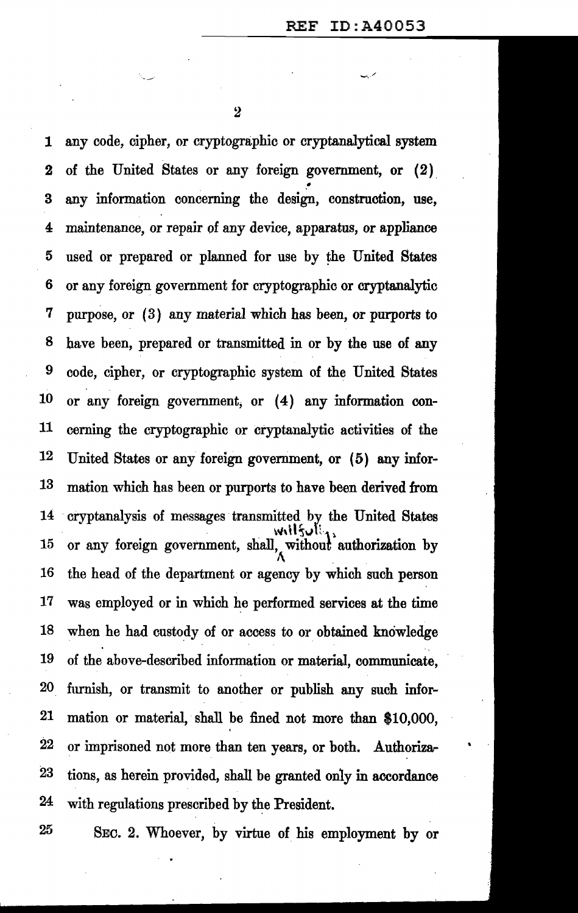any code, cipher, or cryptographic or cryptanalytical system of the United States or any foreign government, or (2) any information concerning the design, construction, use, maintenance, or repair of any device, apparatus, or appliance used or prepared or planned for use by the United States or any foreign government for cryptographic or cryptanalytic purpose, or (3) any material which has been, or purports to have been, prepared or transmitted in or by the use of any code, cipher, or cryptographic system of the United States or any foreign government, or (4) any information concerning the cryptographic or cryptanalytic activities of the United States or any foreign government, or (5) any information which has been or purports to have been derived from cryptanalysis of messages transmitted by the United States or any foreign government, shall, willfully, without authorization by the head of the department or agency by which such person was employed or in which he performed services at the time when he had custody of or access to or obtained knowledge of the above-described information or material, communicate, furnish, or transmit to another or publish any such information or material, shall be fined not more than $10,000, or imprisoned not more than ten years, or both. Authorizations, as herein provided, shall be granted only in accordance with regulations prescribed by the President.

SEC. 2. Whoever, by virtue of his employment by or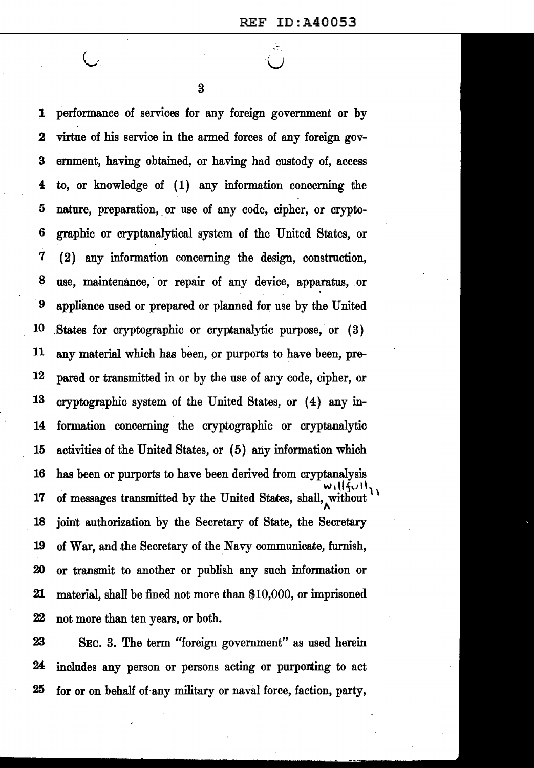performance of services for any foreign government or by virtue of his service in the armed forces of any foreign government, having obtained, or having had custody of, access to, or knowledge of (1) any information concerning the nature, preparation, or use of any code, cipher, or cryptographic or cryptanalytical system of the United States, or (2) any information concerning the design, construction, use, maintenance, or repair of any device, apparatus, or appliance used or prepared or planned for use by the United States for cryptographic or cryptanalytic purpose, or (3) any material which has been, or purports to have been, prepared or transmitted in or by the use of any code, cipher, or cryptographic system of the United States, or (4) any information concerning the cryptographic or cryptanalytic activities of the United States, or (5) any information which has been or purports to have been derived from cryptanalysis of messages transmitted by the United States, shall, "willfully" without joint authorization by the Secretary of State, the Secretary of War, and the Secretary of the Navy communicate, furnish, or transmit to another or publish any such information or material, shall be fined not more than $10,000, or imprisoned not more than ten years, or both.

SEC. 3. The term "foreign government" as used herein includes any person or persons acting or purporting to act for or on behalf of any military or naval force, faction, party,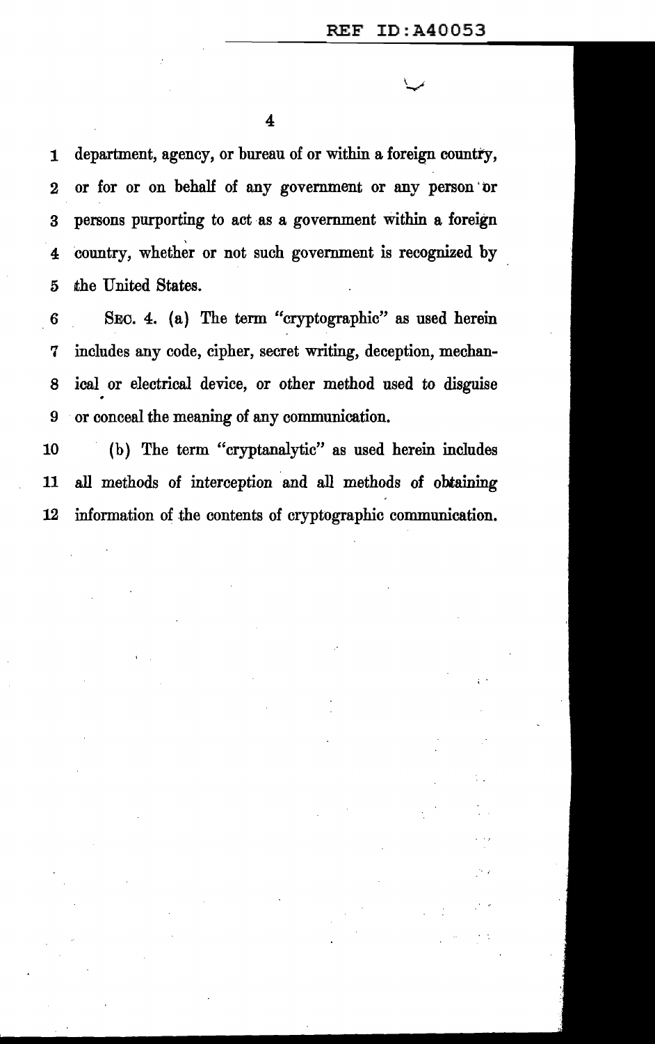department, agency, or bureau of or within a foreign country, or for or on behalf of any government or any person or persons purporting to act as a government within a foreign country, whether or not such government is recognized by the United States.

SEC. 4. (a) The term "cryptographic" as used herein includes any code, cipher, secret writing, deception, mechanical or electrical device, or other method used to disguise or conceal the meaning of any communication.

(b) The term "cryptanalytic" as used herein includes all methods of interception and all methods of obtaining information of the contents of cryptographic communication.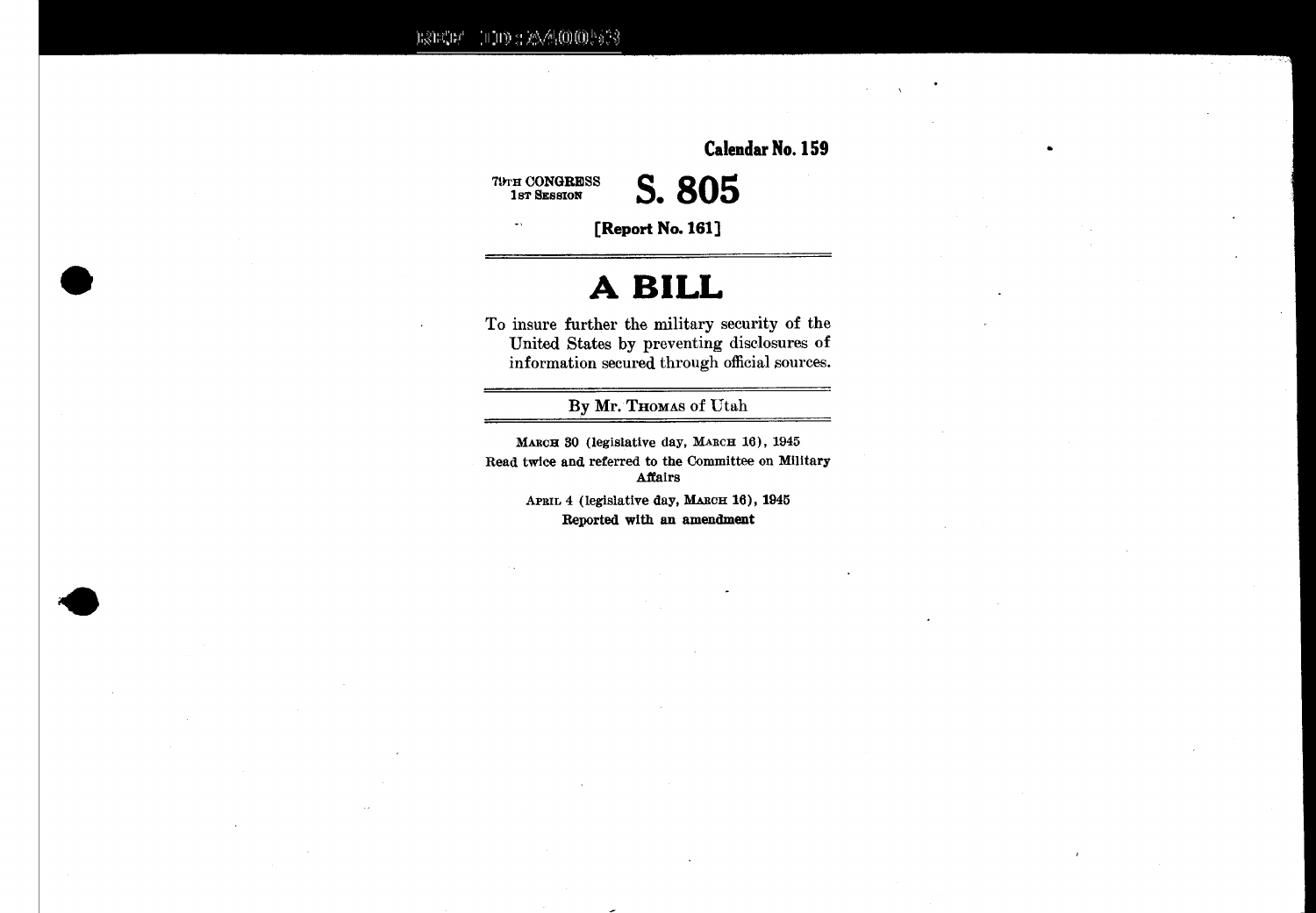Calendar No. 159

79TH CONGRESS
1ST SESSION

# S. 805

**[Report No. 161]**

# A BILL

To insure further the military security of the United States by preventing disclosures of information secured through official sources.

By Mr. THOMAS of Utah

MARCH 30 (legislative day, MARCH 16), 1945
Read twice and referred to the Committee on Military Affairs

APRIL 4 (legislative day, MARCH 16), 1945
Reported with an amendment